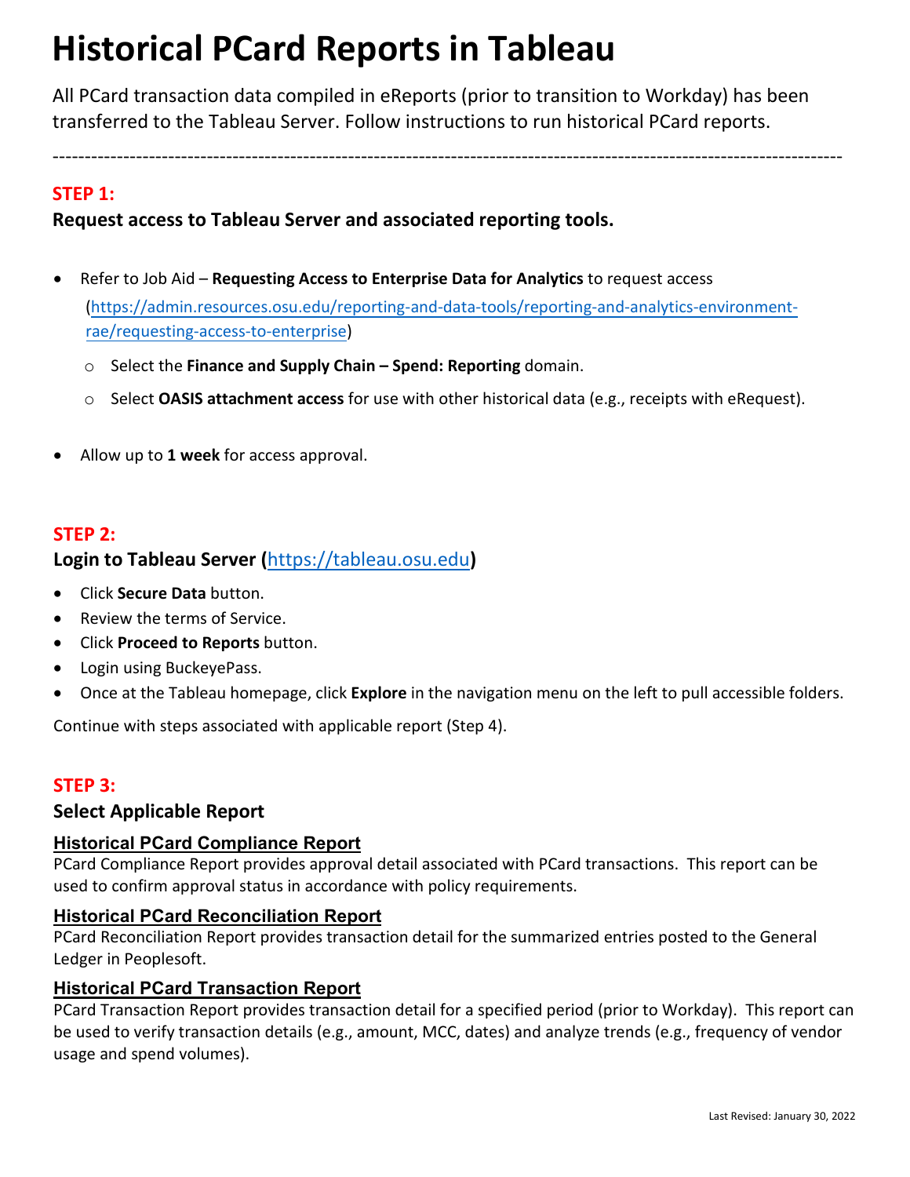# Historical PCard Reports in Tableau

All PCard transaction data compiled in eReports (prior to transition to Workday) has been transferred to the Tableau Server. Follow instructions to run historical PCard reports.

---

## STEP 1:

### Request access to Tableau Server and associated reporting tools.

- Refer to Job Aid – **Requesting Access to Enterprise Data for Analytics** to request access (https://admin.resources.osu.edu/reporting-and-data-tools/reporting-and-analytics-environment-rae/requesting-access-to-enterprise)
  - Select the **Finance and Supply Chain – Spend: Reporting** domain.
  - Select **OASIS attachment access** for use with other historical data (e.g., receipts with eRequest).
- Allow up to **1 week** for access approval.

## STEP 2:

### Login to Tableau Server (https://tableau.osu.edu)

- Click **Secure Data** button.
- Review the terms of Service.
- Click **Proceed to Reports** button.
- Login using BuckeyePass.
- Once at the Tableau homepage, click **Explore** in the navigation menu on the left to pull accessible folders.

Continue with steps associated with applicable report (Step 4).

## STEP 3:

### Select Applicable Report

**Historical PCard Compliance Report**

PCard Compliance Report provides approval detail associated with PCard transactions. This report can be used to confirm approval status in accordance with policy requirements.

**Historical PCard Reconciliation Report**

PCard Reconciliation Report provides transaction detail for the summarized entries posted to the General Ledger in Peoplesoft.

**Historical PCard Transaction Report**

PCard Transaction Report provides transaction detail for a specified period (prior to Workday). This report can be used to verify transaction details (e.g., amount, MCC, dates) and analyze trends (e.g., frequency of vendor usage and spend volumes).

Last Revised: January 30, 2022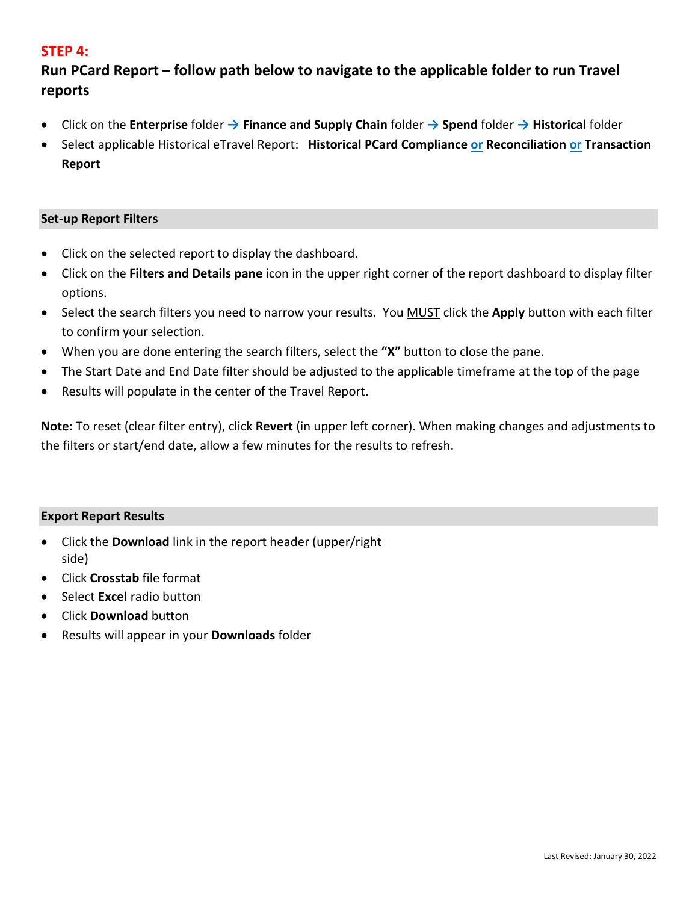## STEP 4:

### Run PCard Report – follow path below to navigate to the applicable folder to run Travel reports

- Click on the **Enterprise** folder → **Finance and Supply Chain** folder → **Spend** folder → **Historical** folder
- Select applicable Historical eTravel Report: **Historical PCard Compliance or Reconciliation or Transaction Report**

#### Set-up Report Filters

- Click on the selected report to display the dashboard.
- Click on the **Filters and Details pane** icon in the upper right corner of the report dashboard to display filter options.
- Select the search filters you need to narrow your results. You MUST click the **Apply** button with each filter to confirm your selection.
- When you are done entering the search filters, select the **"X"** button to close the pane.
- The Start Date and End Date filter should be adjusted to the applicable timeframe at the top of the page
- Results will populate in the center of the Travel Report.

**Note:** To reset (clear filter entry), click **Revert** (in upper left corner). When making changes and adjustments to the filters or start/end date, allow a few minutes for the results to refresh.

#### Export Report Results

- Click the **Download** link in the report header (upper/right side)
- Click **Crosstab** file format
- Select **Excel** radio button
- Click **Download** button
- Results will appear in your **Downloads** folder

Last Revised: January 30, 2022